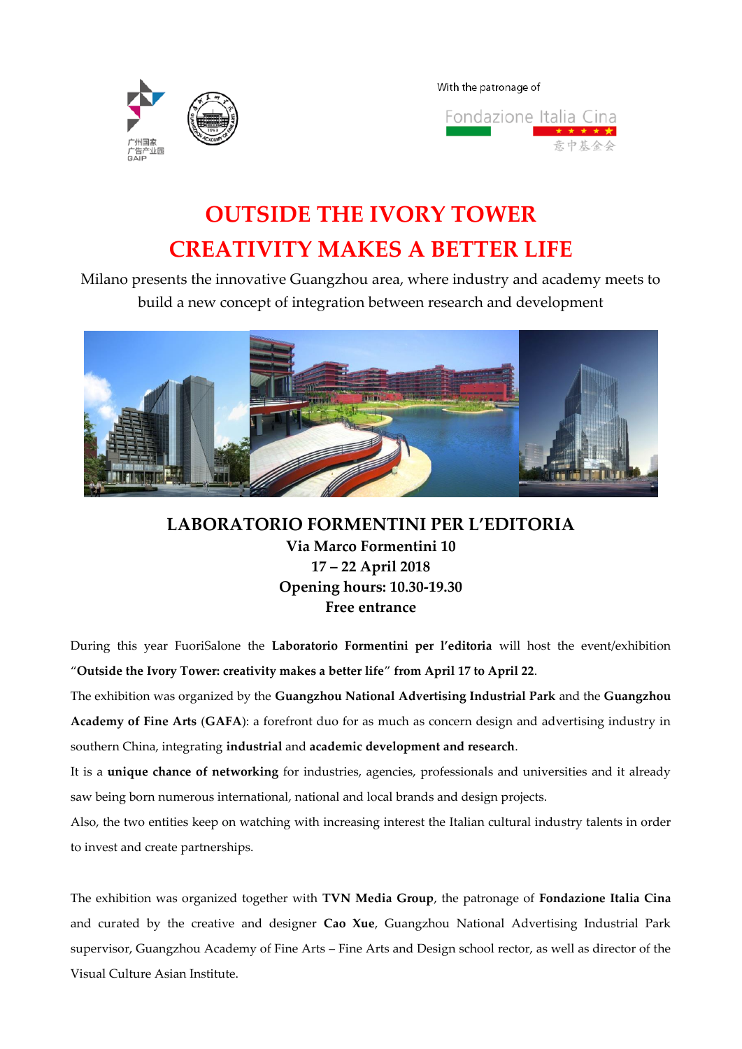With the patronage of

# OUTSIDE THE IVORY TOWER
# CREATIVITY MAKES A BETTER LIFE

Milano presents the innovative Guangzhou area, where industry and academy meets to build a new concept of integration between research and development

## LABORATORIO FORMENTINI PER L'EDITORIA

**Via Marco Formentini 10**
**17 – 22 April 2018**
**Opening hours: 10.30-19.30**
**Free entrance**

During this year FuoriSalone the **Laboratorio Formentini per l'editoria** will host the event/exhibition "**Outside the Ivory Tower: creativity makes a better life**" **from April 17 to April 22**.

The exhibition was organized by the **Guangzhou National Advertising Industrial Park** and the **Guangzhou Academy of Fine Arts** (**GAFA**): a forefront duo for as much as concern design and advertising industry in southern China, integrating **industrial** and **academic development and research**.

It is a **unique chance of networking** for industries, agencies, professionals and universities and it already saw being born numerous international, national and local brands and design projects.

Also, the two entities keep on watching with increasing interest the Italian cultural industry talents in order to invest and create partnerships.

The exhibition was organized together with **TVN Media Group**, the patronage of **Fondazione Italia Cina** and curated by the creative and designer **Cao Xue**, Guangzhou National Advertising Industrial Park supervisor, Guangzhou Academy of Fine Arts – Fine Arts and Design school rector, as well as director of the Visual Culture Asian Institute.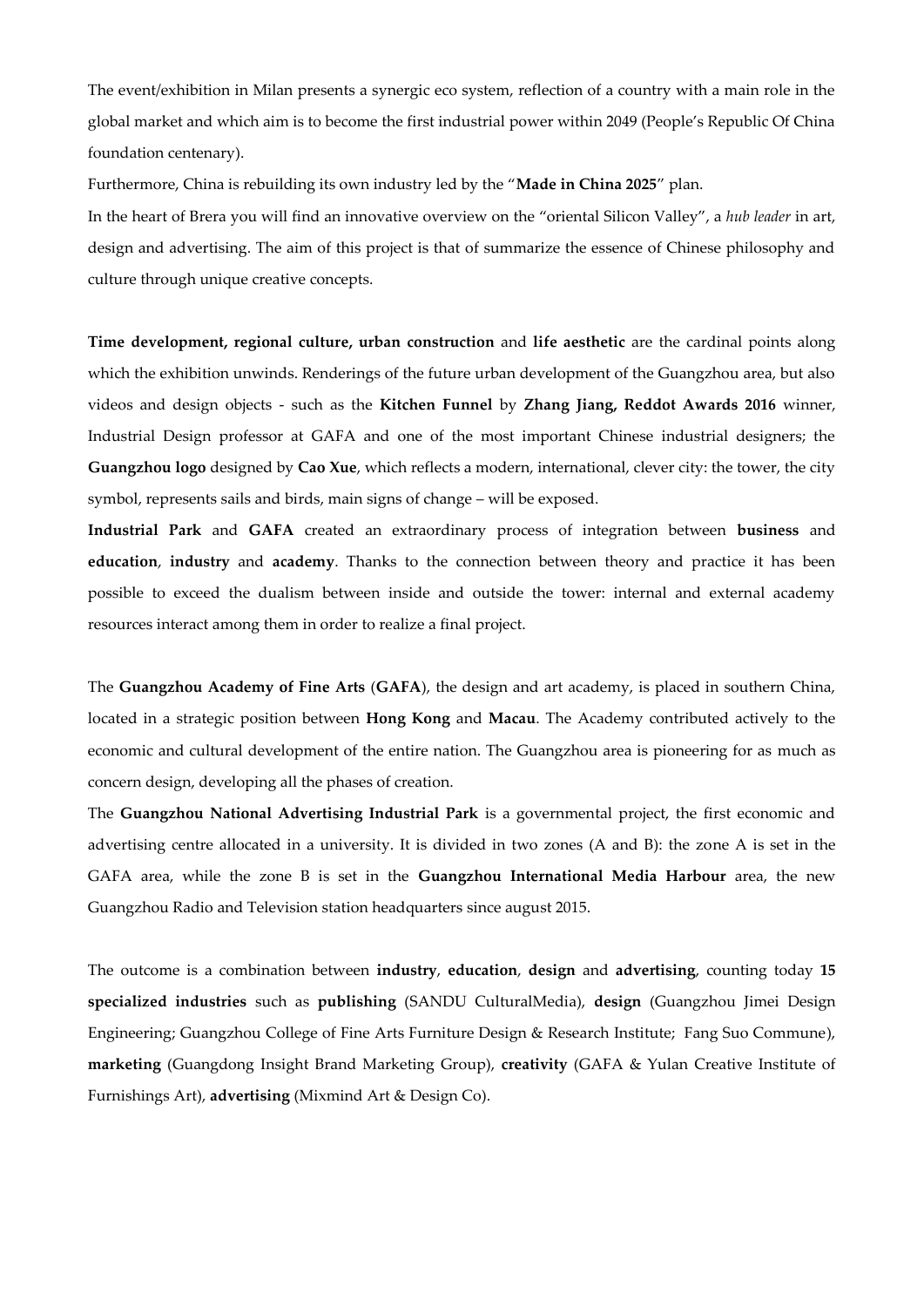The event/exhibition in Milan presents a synergic eco system, reflection of a country with a main role in the global market and which aim is to become the first industrial power within 2049 (People's Republic Of China foundation centenary).

Furthermore, China is rebuilding its own industry led by the "**Made in China 2025**" plan.

In the heart of Brera you will find an innovative overview on the "oriental Silicon Valley", a *hub leader* in art, design and advertising. The aim of this project is that of summarize the essence of Chinese philosophy and culture through unique creative concepts.

**Time development, regional culture, urban construction** and **life aesthetic** are the cardinal points along which the exhibition unwinds. Renderings of the future urban development of the Guangzhou area, but also videos and design objects - such as the **Kitchen Funnel** by **Zhang Jiang, Reddot Awards 2016** winner, Industrial Design professor at GAFA and one of the most important Chinese industrial designers; the **Guangzhou logo** designed by **Cao Xue**, which reflects a modern, international, clever city: the tower, the city symbol, represents sails and birds, main signs of change – will be exposed.

**Industrial Park** and **GAFA** created an extraordinary process of integration between **business** and **education**, **industry** and **academy**. Thanks to the connection between theory and practice it has been possible to exceed the dualism between inside and outside the tower: internal and external academy resources interact among them in order to realize a final project.

The **Guangzhou Academy of Fine Arts** (**GAFA**), the design and art academy, is placed in southern China, located in a strategic position between **Hong Kong** and **Macau**. The Academy contributed actively to the economic and cultural development of the entire nation. The Guangzhou area is pioneering for as much as concern design, developing all the phases of creation.

The **Guangzhou National Advertising Industrial Park** is a governmental project, the first economic and advertising centre allocated in a university. It is divided in two zones (A and B): the zone A is set in the GAFA area, while the zone B is set in the **Guangzhou International Media Harbour** area, the new Guangzhou Radio and Television station headquarters since august 2015.

The outcome is a combination between **industry**, **education**, **design** and **advertising**, counting today **15 specialized industries** such as **publishing** (SANDU CulturalMedia), **design** (Guangzhou Jimei Design Engineering; Guangzhou College of Fine Arts Furniture Design & Research Institute; Fang Suo Commune), **marketing** (Guangdong Insight Brand Marketing Group), **creativity** (GAFA & Yulan Creative Institute of Furnishings Art), **advertising** (Mixmind Art & Design Co).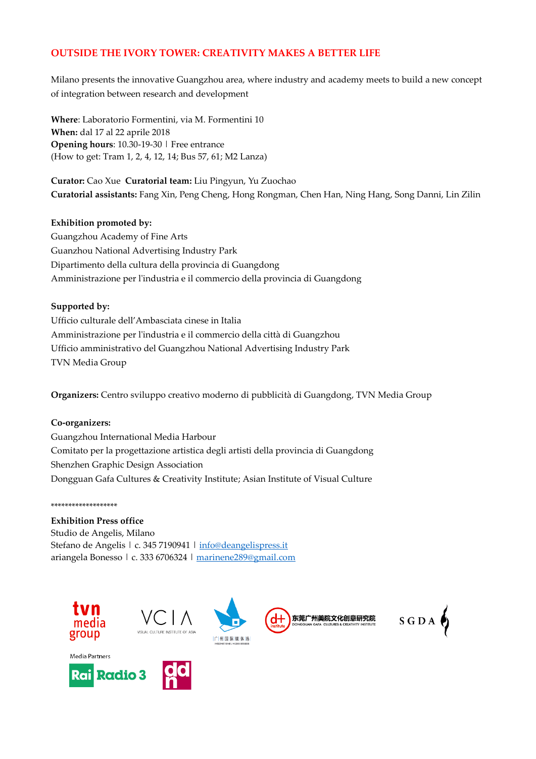# OUTSIDE THE IVORY TOWER: CREATIVITY MAKES A BETTER LIFE

Milano presents the innovative Guangzhou area, where industry and academy meets to build a new concept of integration between research and development

**Where**: Laboratorio Formentini, via M. Formentini 10
**When:** dal 17 al 22 aprile 2018
**Opening hours**: 10.30-19-30 | Free entrance
(How to get: Tram 1, 2, 4, 12, 14; Bus 57, 61; M2 Lanza)

**Curator:** Cao Xue **Curatorial team:** Liu Pingyun, Yu Zuochao
**Curatorial assistants:** Fang Xin, Peng Cheng, Hong Rongman, Chen Han, Ning Hang, Song Danni, Lin Zilin

**Exhibition promoted by:**
Guangzhou Academy of Fine Arts
Guanzhou National Advertising Industry Park
Dipartimento della cultura della provincia di Guangdong
Amministrazione per l'industria e il commercio della provincia di Guangdong

**Supported by:**
Ufficio culturale dell'Ambasciata cinese in Italia
Amministrazione per l'industria e il commercio della città di Guangzhou
Ufficio amministrativo del Guangzhou National Advertising Industry Park
TVN Media Group

**Organizers:** Centro sviluppo creativo moderno di pubblicità di Guangdong, TVN Media Group

**Co-organizers:**
Guangzhou International Media Harbour
Comitato per la progettazione artistica degli artisti della provincia di Guangdong
Shenzhen Graphic Design Association
Dongguan Gafa Cultures & Creativity Institute; Asian Institute of Visual Culture

******************

**Exhibition Press office**
Studio de Angelis, Milano
Stefano de Angelis | c. 345 7190941 | info@deangelispress.it
ariangela Bonesso | c. 333 6706324 | marinene289@gmail.com

tvn media group
VCIA VISUAL CULTURE INSTITUTE OF ASIA
广州国际媒体港
d+ institute 东莞广州美院文化创意研究院 DONGGUAN GAFA CULTURES & CREATIVITY INSTITUTE
SGDA

Media Partners
Rai Radio 3
ddn